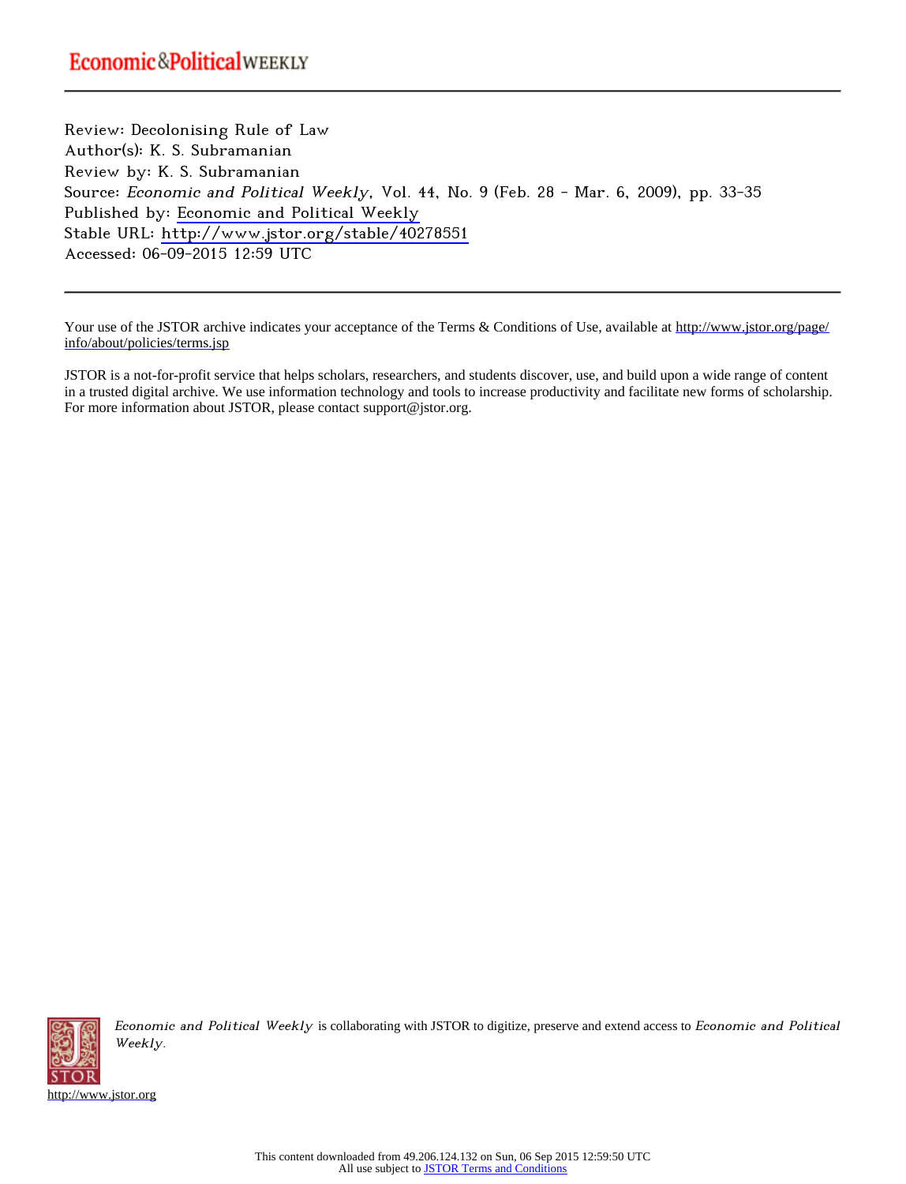Economic&Political WEEKLY

---

Review: Decolonising Rule of Law
Author(s): K. S. Subramanian
Review by: K. S. Subramanian
Source: *Economic and Political Weekly*, Vol. 44, No. 9 (Feb. 28 - Mar. 6, 2009), pp. 33-35
Published by: Economic and Political Weekly
Stable URL: http://www.jstor.org/stable/40278551
Accessed: 06-09-2015 12:59 UTC

---

Your use of the JSTOR archive indicates your acceptance of the Terms & Conditions of Use, available at http://www.jstor.org/page/info/about/policies/terms.jsp

JSTOR is a not-for-profit service that helps scholars, researchers, and students discover, use, and build upon a wide range of content in a trusted digital archive. We use information technology and tools to increase productivity and facilitate new forms of scholarship. For more information about JSTOR, please contact support@jstor.org.

*Economic and Political Weekly* is collaborating with JSTOR to digitize, preserve and extend access to *Economic and Political Weekly*.

http://www.jstor.org

This content downloaded from 49.206.124.132 on Sun, 06 Sep 2015 12:59:50 UTC
All use subject to JSTOR Terms and Conditions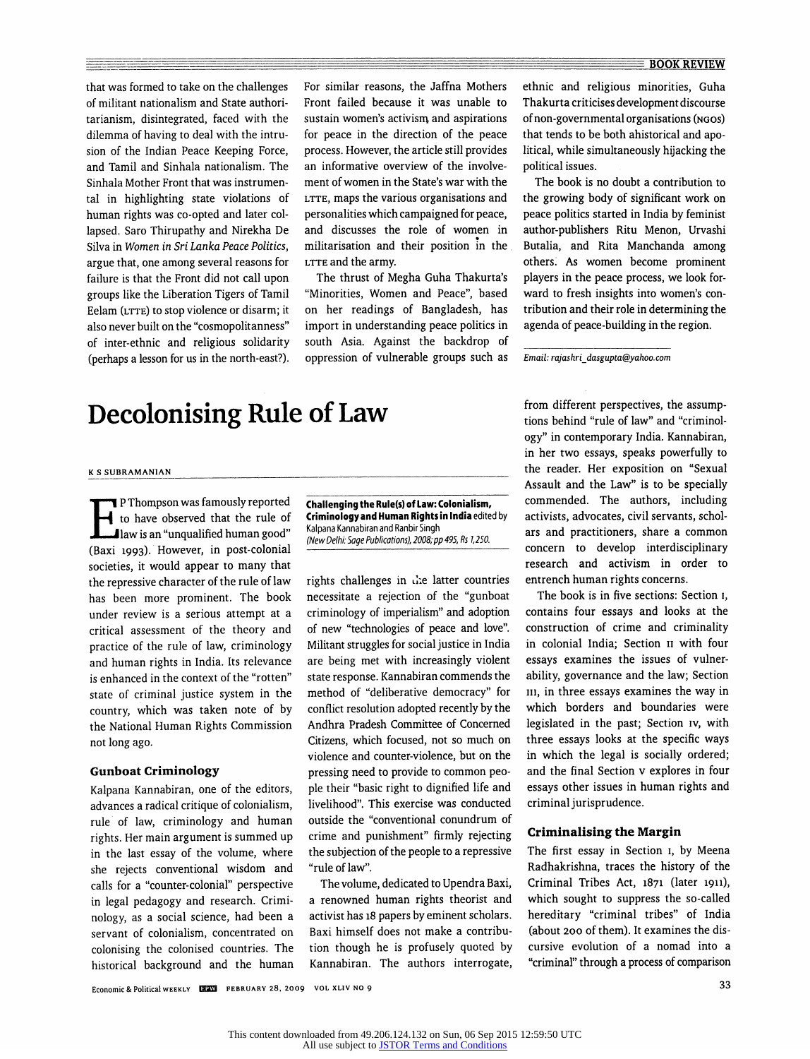that was formed to take on the challenges of militant nationalism and State authoritarianism, disintegrated, faced with the dilemma of having to deal with the intrusion of the Indian Peace Keeping Force, and Tamil and Sinhala nationalism. The Sinhala Mother Front that was instrumental in highlighting state violations of human rights was co-opted and later collapsed. Saro Thirupathy and Nirekha De Silva in *Women in Sri Lanka Peace Politics*, argue that, one among several reasons for failure is that the Front did not call upon groups like the Liberation Tigers of Tamil Eelam (LTTE) to stop violence or disarm; it also never built on the "cosmopolitanness" of inter-ethnic and religious solidarity (perhaps a lesson for us in the north-east?). For similar reasons, the Jaffna Mothers Front failed because it was unable to sustain women's activism and aspirations for peace in the direction of the peace process. However, the article still provides an informative overview of the involvement of women in the State's war with the LTTE, maps the various organisations and personalities which campaigned for peace, and discusses the role of women in militarisation and their position in the LTTE and the army.

The thrust of Megha Guha Thakurta's "Minorities, Women and Peace", based on her readings of Bangladesh, has import in understanding peace politics in south Asia. Against the backdrop of oppression of vulnerable groups such as ethnic and religious minorities, Guha Thakurta criticises development discourse of non-governmental organisations (NGOs) that tends to be both ahistorical and apolitical, while simultaneously hijacking the political issues.

The book is no doubt a contribution to the growing body of significant work on peace politics started in India by feminist author-publishers Ritu Menon, Urvashi Butalia, and Rita Manchanda among others. As women become prominent players in the peace process, we look forward to fresh insights into women's contribution and their role in determining the agenda of peace-building in the region.

*Email: rajashri_dasgupta@yahoo.com*

# Decolonising Rule of Law

K S SUBRAMANIAN

**Challenging the Rule(s) of Law: Colonialism, Criminology and Human Rights in India** edited by Kalpana Kannabiran and Ranbir Singh
*(New Delhi: Sage Publications), 2008; pp 495, Rs 1,250.*

E P Thompson was famously reported to have observed that the rule of law is an "unqualified human good" (Baxi 1993). However, in post-colonial societies, it would appear to many that the repressive character of the rule of law has been more prominent. The book under review is a serious attempt at a critical assessment of the theory and practice of the rule of law, criminology and human rights in India. Its relevance is enhanced in the context of the "rotten" state of criminal justice system in the country, which was taken note of by the National Human Rights Commission not long ago.

### Gunboat Criminology

Kalpana Kannabiran, one of the editors, advances a radical critique of colonialism, rule of law, criminology and human rights. Her main argument is summed up in the last essay of the volume, where she rejects conventional wisdom and calls for a "counter-colonial" perspective in legal pedagogy and research. Criminology, as a social science, had been a servant of colonialism, concentrated on colonising the colonised countries. The historical background and the human rights challenges in the latter countries necessitate a rejection of the "gunboat criminology of imperialism" and adoption of new "technologies of peace and love". Militant struggles for social justice in India are being met with increasingly violent state response. Kannabiran commends the method of "deliberative democracy" for conflict resolution adopted recently by the Andhra Pradesh Committee of Concerned Citizens, which focused, not so much on violence and counter-violence, but on the pressing need to provide to common people their "basic right to dignified life and livelihood". This exercise was conducted outside the "conventional conundrum of crime and punishment" firmly rejecting the subjection of the people to a repressive "rule of law".

The volume, dedicated to Upendra Baxi, a renowned human rights theorist and activist has 18 papers by eminent scholars. Baxi himself does not make a contribution though he is profusely quoted by Kannabiran. The authors interrogate, from different perspectives, the assumptions behind "rule of law" and "criminology" in contemporary India. Kannabiran, in her two essays, speaks powerfully to the reader. Her exposition on "Sexual Assault and the Law" is to be specially commended. The authors, including activists, advocates, civil servants, scholars and practitioners, share a common concern to develop interdisciplinary research and activism in order to entrench human rights concerns.

The book is in five sections: Section I, contains four essays and looks at the construction of crime and criminality in colonial India; Section II with four essays examines the issues of vulnerability, governance and the law; Section III, in three essays examines the way in which borders and boundaries were legislated in the past; Section IV, with three essays looks at the specific ways in which the legal is socially ordered; and the final Section V explores in four essays other issues in human rights and criminal jurisprudence.

### Criminalising the Margin

The first essay in Section I, by Meena Radhakrishna, traces the history of the Criminal Tribes Act, 1871 (later 1911), which sought to suppress the so-called hereditary "criminal tribes" of India (about 200 of them). It examines the discursive evolution of a nomad into a "criminal" through a process of comparison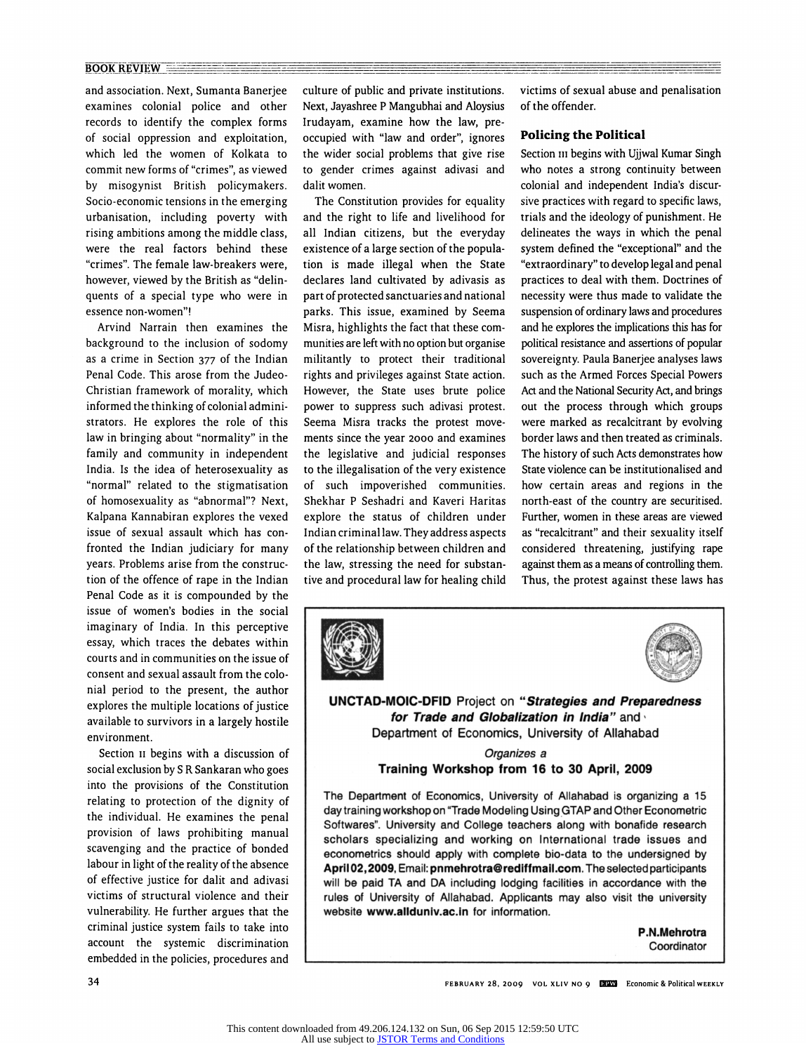and association. Next, Sumanta Banerjee examines colonial police and other records to identify the complex forms of social oppression and exploitation, which led the women of Kolkata to commit new forms of "crimes", as viewed by misogynist British policymakers. Socio-economic tensions in the emerging urbanisation, including poverty with rising ambitions among the middle class, were the real factors behind these "crimes". The female law-breakers were, however, viewed by the British as "delinquents of a special type who were in essence non-women"!

Arvind Narrain then examines the background to the inclusion of sodomy as a crime in Section 377 of the Indian Penal Code. This arose from the Judeo-Christian framework of morality, which informed the thinking of colonial administrators. He explores the role of this law in bringing about "normality" in the family and community in independent India. Is the idea of heterosexuality as "normal" related to the stigmatisation of homosexuality as "abnormal"? Next, Kalpana Kannabiran explores the vexed issue of sexual assault which has confronted the Indian judiciary for many years. Problems arise from the construction of the offence of rape in the Indian Penal Code as it is compounded by the issue of women's bodies in the social imaginary of India. In this perceptive essay, which traces the debates within courts and in communities on the issue of consent and sexual assault from the colonial period to the present, the author explores the multiple locations of justice available to survivors in a largely hostile environment.

Section II begins with a discussion of social exclusion by S R Sankaran who goes into the provisions of the Constitution relating to protection of the dignity of the individual. He examines the penal provision of laws prohibiting manual scavenging and the practice of bonded labour in light of the reality of the absence of effective justice for dalit and adivasi victims of structural violence and their vulnerability. He further argues that the criminal justice system fails to take into account the systemic discrimination embedded in the policies, procedures and culture of public and private institutions. Next, Jayashree P Mangubhai and Aloysius Irudayam, examine how the law, preoccupied with "law and order", ignores the wider social problems that give rise to gender crimes against adivasi and dalit women.

The Constitution provides for equality and the right to life and livelihood for all Indian citizens, but the everyday existence of a large section of the population is made illegal when the State declares land cultivated by adivasis as part of protected sanctuaries and national parks. This issue, examined by Seema Misra, highlights the fact that these communities are left with no option but organise militantly to protect their traditional rights and privileges against State action. However, the State uses brute police power to suppress such adivasi protest. Seema Misra tracks the protest movements since the year 2000 and examines the legislative and judicial responses to the illegalisation of the very existence of such impoverished communities. Shekhar P Seshadri and Kaveri Haritas explore the status of children under Indian criminal law. They address aspects of the relationship between children and the law, stressing the need for substantive and procedural law for healing child victims of sexual abuse and penalisation of the offender.

## Policing the Political

Section III begins with Ujjwal Kumar Singh who notes a strong continuity between colonial and independent India's discursive practices with regard to specific laws, trials and the ideology of punishment. He delineates the ways in which the penal system defined the "exceptional" and the "extraordinary" to develop legal and penal practices to deal with them. Doctrines of necessity were thus made to validate the suspension of ordinary laws and procedures and he explores the implications this has for political resistance and assertions of popular sovereignty. Paula Banerjee analyses laws such as the Armed Forces Special Powers Act and the National Security Act, and brings out the process through which groups were marked as recalcitrant by evolving border laws and then treated as criminals. The history of such Acts demonstrates how State violence can be institutionalised and how certain areas and regions in the north-east of the country are securitised. Further, women in these areas are viewed as "recalcitrant" and their sexuality itself considered threatening, justifying rape against them as a means of controlling them. Thus, the protest against these laws has

---

**UNCTAD-MOIC-DFID** Project on ***"Strategies and Preparedness for Trade and Globalization in India"*** and Department of Economics, University of Allahabad

*Organizes a*

**Training Workshop from 16 to 30 April, 2009**

The Department of Economics, University of Allahabad is organizing a 15 day training workshop on "Trade Modeling Using GTAP and Other Econometric Softwares". University and College teachers along with bonafide research scholars specializing and working on International trade issues and econometrics should apply with complete bio-data to the undersigned by **April 02, 2009**, Email: **pnmehrotra@rediffmail.com**. The selected participants will be paid TA and DA including lodging facilities in accordance with the rules of University of Allahabad. Applicants may also visit the university website **www.allduniv.ac.in** for information.

**P.N.Mehrotra**
Coordinator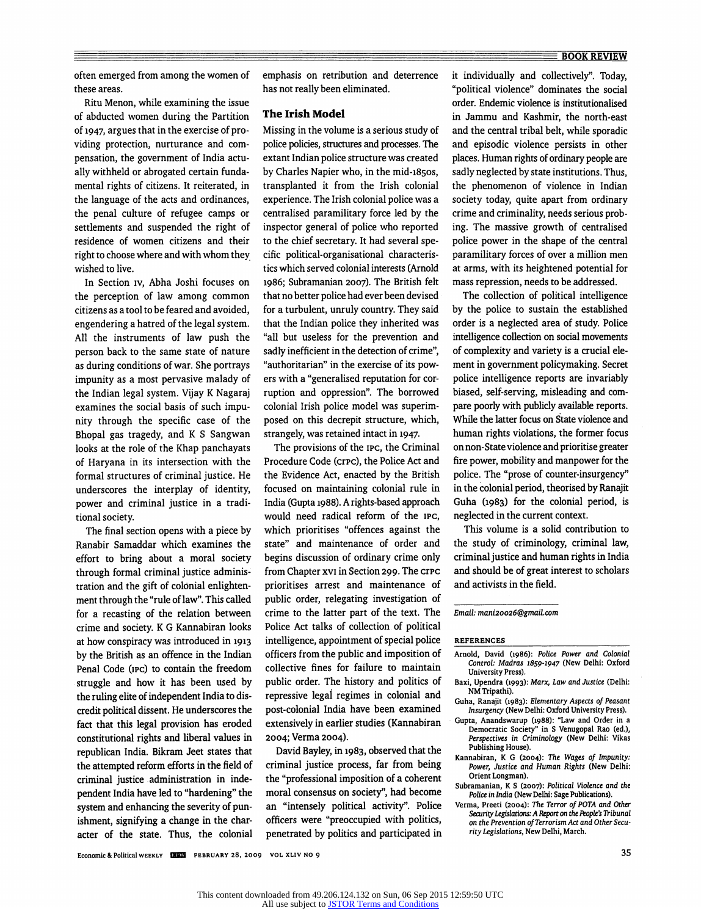often emerged from among the women of these areas.

Ritu Menon, while examining the issue of abducted women during the Partition of 1947, argues that in the exercise of providing protection, nurturance and compensation, the government of India actually withheld or abrogated certain fundamental rights of citizens. It reiterated, in the language of the acts and ordinances, the penal culture of refugee camps or settlements and suspended the right of residence of women citizens and their right to choose where and with whom they wished to live.

In Section IV, Abha Joshi focuses on the perception of law among common citizens as a tool to be feared and avoided, engendering a hatred of the legal system. All the instruments of law push the person back to the same state of nature as during conditions of war. She portrays impunity as a most pervasive malady of the Indian legal system. Vijay K Nagaraj examines the social basis of such impunity through the specific case of the Bhopal gas tragedy, and K S Sangwan looks at the role of the Khap panchayats of Haryana in its intersection with the formal structures of criminal justice. He underscores the interplay of identity, power and criminal justice in a traditional society.

The final section opens with a piece by Ranabir Samaddar which examines the effort to bring about a moral society through formal criminal justice administration and the gift of colonial enlightenment through the "rule of law". This called for a recasting of the relation between crime and society. K G Kannabiran looks at how conspiracy was introduced in 1913 by the British as an offence in the Indian Penal Code (IPC) to contain the freedom struggle and how it has been used by the ruling elite of independent India to discredit political dissent. He underscores the fact that this legal provision has eroded constitutional rights and liberal values in republican India. Bikram Jeet states that the attempted reform efforts in the field of criminal justice administration in independent India have led to "hardening" the system and enhancing the severity of punishment, signifying a change in the character of the state. Thus, the colonial emphasis on retribution and deterrence has not really been eliminated.

## The Irish Model

Missing in the volume is a serious study of police policies, structures and processes. The extant Indian police structure was created by Charles Napier who, in the mid-1850s, transplanted it from the Irish colonial experience. The Irish colonial police was a centralised paramilitary force led by the inspector general of police who reported to the chief secretary. It had several specific political-organisational characteristics which served colonial interests (Arnold 1986; Subramanian 2007). The British felt that no better police had ever been devised for a turbulent, unruly country. They said that the Indian police they inherited was "all but useless for the prevention and sadly inefficient in the detection of crime", "authoritarian" in the exercise of its powers with a "generalised reputation for corruption and oppression". The borrowed colonial Irish police model was superimposed on this decrepit structure, which, strangely, was retained intact in 1947.

The provisions of the IPC, the Criminal Procedure Code (CrPC), the Police Act and the Evidence Act, enacted by the British focused on maintaining colonial rule in India (Gupta 1988). A rights-based approach would need radical reform of the IPC, which prioritises "offences against the state" and maintenance of order and begins discussion of ordinary crime only from Chapter XVI in Section 299. The CrPC prioritises arrest and maintenance of public order, relegating investigation of crime to the latter part of the text. The Police Act talks of collection of political intelligence, appointment of special police officers from the public and imposition of collective fines for failure to maintain public order. The history and politics of repressive legal regimes in colonial and post-colonial India have been examined extensively in earlier studies (Kannabiran 2004; Verma 2004).

David Bayley, in 1983, observed that the criminal justice process, far from being the "professional imposition of a coherent moral consensus on society", had become an "intensely political activity". Police officers were "preoccupied with politics, penetrated by politics and participated in it individually and collectively". Today, "political violence" dominates the social order. Endemic violence is institutionalised in Jammu and Kashmir, the north-east and the central tribal belt, while sporadic and episodic violence persists in other places. Human rights of ordinary people are sadly neglected by state institutions. Thus, the phenomenon of violence in Indian society today, quite apart from ordinary crime and criminality, needs serious probing. The massive growth of centralised police power in the shape of the central paramilitary forces of over a million men at arms, with its heightened potential for mass repression, needs to be addressed.

The collection of political intelligence by the police to sustain the established order is a neglected area of study. Police intelligence collection on social movements of complexity and variety is a crucial element in government policymaking. Secret police intelligence reports are invariably biased, self-serving, misleading and compare poorly with publicly available reports. While the latter focus on State violence and human rights violations, the former focus on non-State violence and prioritise greater fire power, mobility and manpower for the police. The "prose of counter-insurgency" in the colonial period, theorised by Ranajit Guha (1983) for the colonial period, is neglected in the current context.

This volume is a solid contribution to the study of criminology, criminal law, criminal justice and human rights in India and should be of great interest to scholars and activists in the field.

*Email: mani20026@gmail.com*

### REFERENCES

Arnold, David (1986): *Police Power and Colonial Control: Madras 1859-1947* (New Delhi: Oxford University Press).

Baxi, Upendra (1993): *Marx, Law and Justice* (Delhi: NM Tripathi).

Guha, Ranajit (1983): *Elementary Aspects of Peasant Insurgency* (New Delhi: Oxford University Press).

Gupta, Anandswarup (1988): "Law and Order in a Democratic Society" in S Venugopal Rao (ed.), *Perspectives in Criminology* (New Delhi: Vikas Publishing House).

Kannabiran, K G (2004): *The Wages of Impunity: Power, Justice and Human Rights* (New Delhi: Orient Longman).

Subramanian, K S (2007): *Political Violence and the Police in India* (New Delhi: Sage Publications).

Verma, Preeti (2004): *The Terror of POTA and Other Security Legislations: A Report on the People's Tribunal on the Prevention of Terrorism Act and Other Security Legislations*, New Delhi, March.